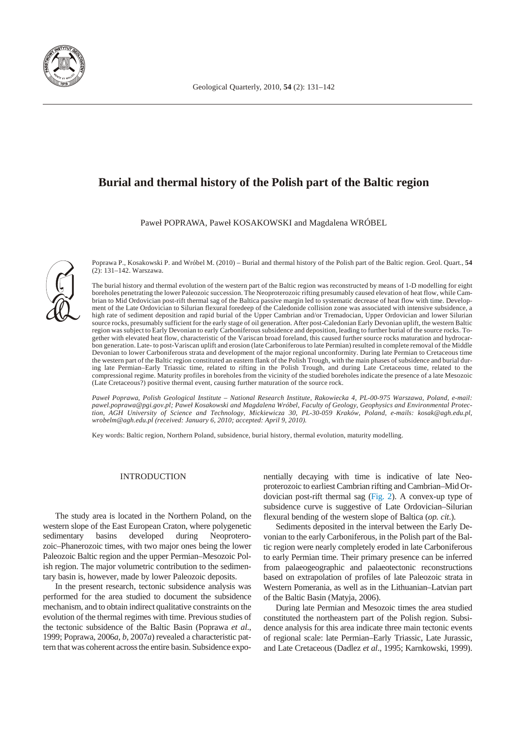# Burial and thermal history of the Polish part of the Baltic region

Paweł POPRAWA, Paweł KOSAKOWSKI and Magdalena WRÓBEL

Poprawa P., Kosakowski P. and Wróbel M. (2010) – Burial and thermal history of the Polish part of the Baltic region. Geol. Quart., **54** (2): 131–142. Warszawa.

The burial history and thermal evolution of the western part of the Baltic region was reconstructed by means of 1-D modelling for eight boreholes penetrating the lower Paleozoic succession. The Neoproterozoic rifting presumably caused elevation of heat flow, while Cambrian to Mid Ordovician post-rift thermal sag of the Baltica passive margin led to systematic decrease of heat flow with time. Development of the Late Ordovician to Silurian flexural foredeep of the Caledonide collision zone was associated with intensive subsidence, a high rate of sediment deposition and rapid burial of the Upper Cambrian and/or Tremadocian, Upper Ordovician and lower Silurian source rocks, presumably sufficient for the early stage of oil generation. After post-Caledonian Early Devonian uplift, the western Baltic region was subject to Early Devonian to early Carboniferous subsidence and deposition, leading to further burial of the source rocks. Together with elevated heat flow, characteristic of the Variscan broad foreland, this caused further source rocks maturation and hydrocarbon generation. Late- to post-Variscan uplift and erosion (late Carboniferous to late Permian) resulted in complete removal of the Middle Devonian to lower Carboniferous strata and development of the major regional unconformity. During late Permian to Cretaceous time the western part of the Baltic region constituted an eastern flank of the Polish Trough, with the main phases of subsidence and burial during late Permian–Early Triassic time, related to rifting in the Polish Trough, and during Late Cretaceous time, related to the compressional regime. Maturity profiles in boreholes from the vicinity of the studied boreholes indicate the presence of a late Mesozoic (Late Cretaceous?) positive thermal event, causing further maturation of the source rock.

*Paweł Poprawa, Polish Geological Institute – National Research Institute, Rakowiecka 4, PL-00-975 Warszawa, Poland, e-mail: pawel.poprawa@pgi.gov.pl; Paweł Kosakowski and Magdalena Wróbel, Faculty of Geology, Geophysics and Environmental Protection, AGH University of Science and Technology, Mickiewicza 30, PL-30-059 Kraków, Poland, e-mails: kosak@agh.edu.pl, wrobelm@agh.edu.pl (received: January 6, 2010; accepted: April 9, 2010).*

Key words: Baltic region, Northern Poland, subsidence, burial history, thermal evolution, maturity modelling.

## INTRODUCTION

The study area is located in the Northern Poland, on the western slope of the East European Craton, where polygenetic sedimentary basins developed during Neoproterozoic–Phanerozoic times, with two major ones being the lower Paleozoic Baltic region and the upper Permian–Mesozoic Polish region. The major volumetric contribution to the sedimentary basin is, however, made by lower Paleozoic deposits.

In the present research, tectonic subsidence analysis was performed for the area studied to document the subsidence mechanism, and to obtain indirect qualitative constraints on the evolution of the thermal regimes with time. Previous studies of the tectonic subsidence of the Baltic Basin (Poprawa *et al*., 1999; Poprawa, 2006*a*, *b*, 2007*a*) revealed a characteristic pattern that was coherent across the entire basin. Subsidence exponentially decaying with time is indicative of late Neoproterozoic to earliest Cambrian rifting and Cambrian–Mid Ordovician post-rift thermal sag (Fig. 2). A convex-up type of subsidence curve is suggestive of Late Ordovician–Silurian flexural bending of the western slope of Baltica (*op. cit.*).

Sediments deposited in the interval between the Early Devonian to the early Carboniferous, in the Polish part of the Baltic region were nearly completely eroded in late Carboniferous to early Permian time. Their primary presence can be inferred from palaeogeographic and palaeotectonic reconstructions based on extrapolation of profiles of late Paleozoic strata in Western Pomerania, as well as in the Lithuanian–Latvian part of the Baltic Basin (Matyja, 2006).

During late Permian and Mesozoic times the area studied constituted the northeastern part of the Polish region. Subsidence analysis for this area indicate three main tectonic events of regional scale: late Permian–Early Triassic, Late Jurassic, and Late Cretaceous (Dadlez *et al*., 1995; Karnkowski, 1999).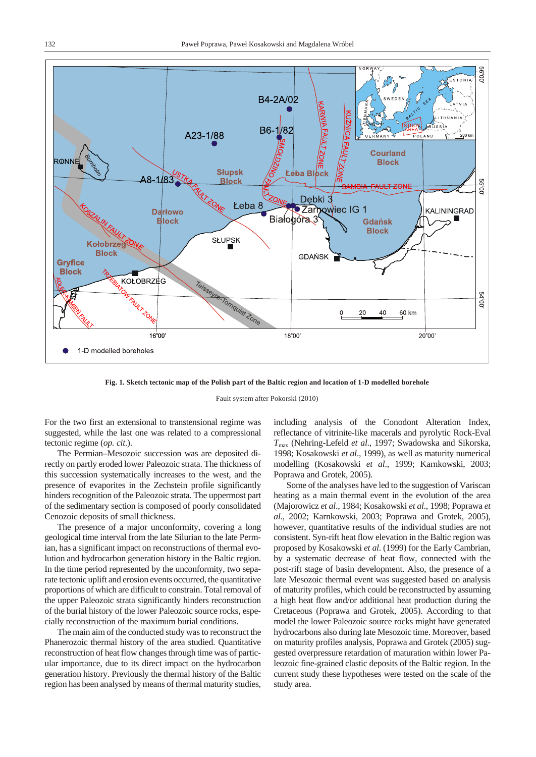**Fig. 1. Sketch tectonic map of the Polish part of the Baltic region and location of 1-D modelled borehole**

Fault system after Pokorski (2010)

For the two first an extensional to transtensional regime was suggested, while the last one was related to a compressional tectonic regime (*op. cit.*).

The Permian–Mesozoic succession was are deposited directly on partly eroded lower Paleozoic strata. The thickness of this succession systematically increases to the west, and the presence of evaporites in the Zechstein profile significantly hinders recognition of the Paleozoic strata. The uppermost part of the sedimentary section is composed of poorly consolidated Cenozoic deposits of small thickness.

The presence of a major unconformity, covering a long geological time interval from the late Silurian to the late Permian, has a significant impact on reconstructions of thermal evolution and hydrocarbon generation history in the Baltic region. In the time period represented by the unconformity, two separate tectonic uplift and erosion events occurred, the quantitative proportions of which are difficult to constrain. Total removal of the upper Paleozoic strata significantly hinders reconstruction of the burial history of the lower Paleozoic source rocks, especially reconstruction of the maximum burial conditions.

The main aim of the conducted study was to reconstruct the Phanerozoic thermal history of the area studied. Quantitative reconstruction of heat flow changes through time was of particular importance, due to its direct impact on the hydrocarbon generation history. Previously the thermal history of the Baltic region has been analysed by means of thermal maturity studies, including analysis of the Conodont Alteration Index, reflectance of vitrinite-like macerals and pyrolytic Rock-Eval $T_{max}$ (Nehring-Lefeld *et al*., 1997; Swadowska and Sikorska, 1998; Kosakowski *et al*., 1999), as well as maturity numerical modelling (Kosakowski *et al*., 1999; Karnkowski, 2003; Poprawa and Grotek, 2005).

Some of the analyses have led to the suggestion of Variscan heating as a main thermal event in the evolution of the area (Majorowicz *et al*., 1984; Kosakowski *et al*., 1998; Poprawa *et al*., 2002; Karnkowski, 2003; Poprawa and Grotek, 2005), however, quantitative results of the individual studies are not consistent. Syn-rift heat flow elevation in the Baltic region was proposed by Kosakowski *et al*. (1999) for the Early Cambrian, by a systematic decrease of heat flow, connected with the post-rift stage of basin development. Also, the presence of a late Mesozoic thermal event was suggested based on analysis of maturity profiles, which could be reconstructed by assuming a high heat flow and/or additional heat production during the Cretaceous (Poprawa and Grotek, 2005). According to that model the lower Paleozoic source rocks might have generated hydrocarbons also during late Mesozoic time. Moreover, based on maturity profiles analysis, Poprawa and Grotek (2005) suggested overpressure retardation of maturation within lower Paleozoic fine-grained clastic deposits of the Baltic region. In the current study these hypotheses were tested on the scale of the study area.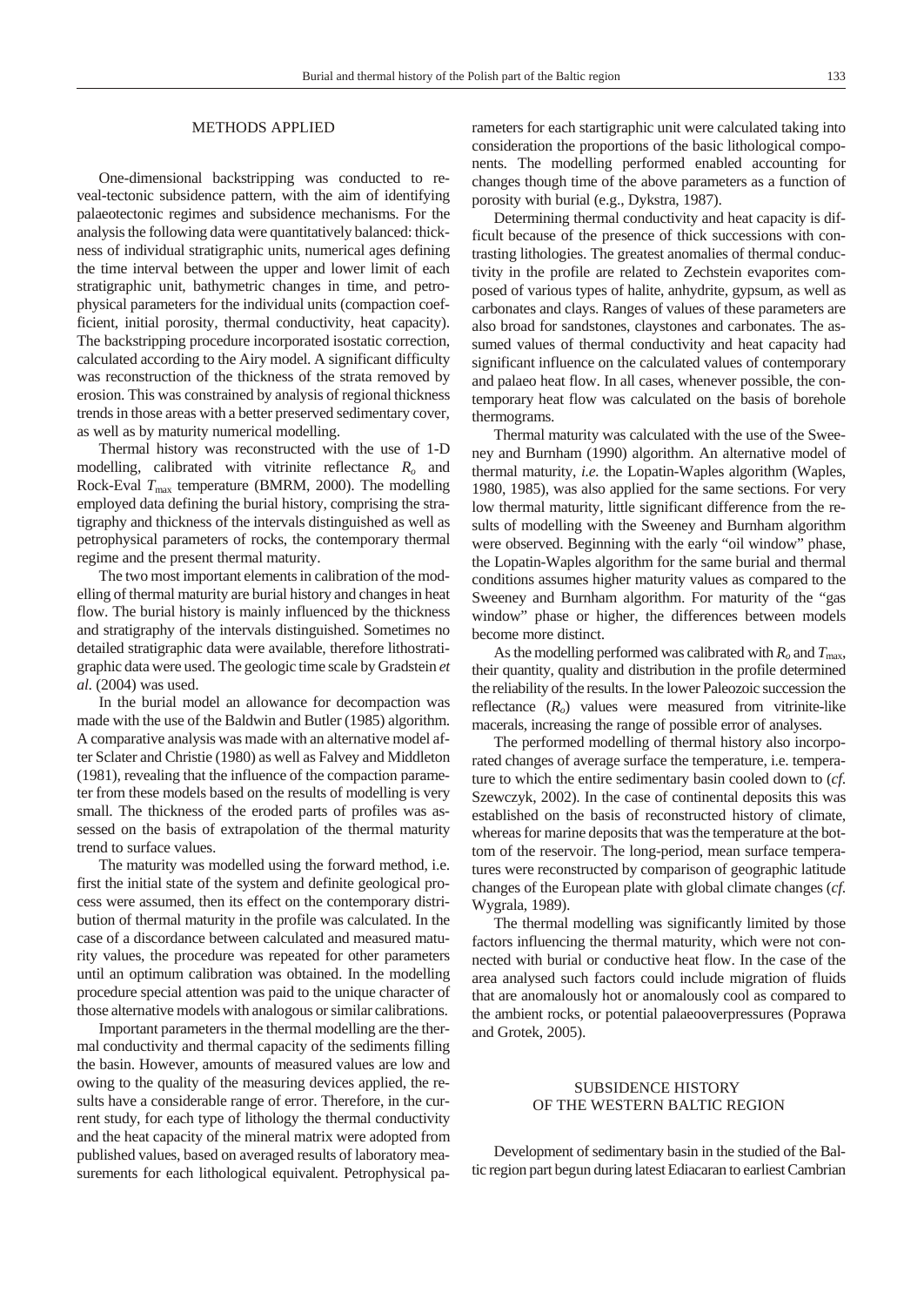## METHODS APPLIED

One-dimensional backstripping was conducted to reveal-tectonic subsidence pattern, with the aim of identifying palaeotectonic regimes and subsidence mechanisms. For the analysis the following data were quantitatively balanced: thickness of individual stratigraphic units, numerical ages defining the time interval between the upper and lower limit of each stratigraphic unit, bathymetric changes in time, and petrophysical parameters for the individual units (compaction coefficient, initial porosity, thermal conductivity, heat capacity). The backstripping procedure incorporated isostatic correction, calculated according to the Airy model. A significant difficulty was reconstruction of the thickness of the strata removed by erosion. This was constrained by analysis of regional thickness trends in those areas with a better preserved sedimentary cover, as well as by maturity numerical modelling.

Thermal history was reconstructed with the use of 1-D modelling, calibrated with vitrinite reflectance $R_o$ and Rock-Eval $T_{max}$ temperature (BMRM, 2000). The modelling employed data defining the burial history, comprising the stratigraphy and thickness of the intervals distinguished as well as petrophysical parameters of rocks, the contemporary thermal regime and the present thermal maturity.

The two most important elements in calibration of the modelling of thermal maturity are burial history and changes in heat flow. The burial history is mainly influenced by the thickness and stratigraphy of the intervals distinguished. Sometimes no detailed stratigraphic data were available, therefore lithostratigraphic data were used. The geologic time scale by Gradstein *et al.* (2004) was used.

In the burial model an allowance for decompaction was made with the use of the Baldwin and Butler (1985) algorithm. A comparative analysis was made with an alternative model after Sclater and Christie (1980) as well as Falvey and Middleton (1981), revealing that the influence of the compaction parameter from these models based on the results of modelling is very small. The thickness of the eroded parts of profiles was assessed on the basis of extrapolation of the thermal maturity trend to surface values.

The maturity was modelled using the forward method, i.e. first the initial state of the system and definite geological process were assumed, then its effect on the contemporary distribution of thermal maturity in the profile was calculated. In the case of a discordance between calculated and measured maturity values, the procedure was repeated for other parameters until an optimum calibration was obtained. In the modelling procedure special attention was paid to the unique character of those alternative models with analogous or similar calibrations.

Important parameters in the thermal modelling are the thermal conductivity and thermal capacity of the sediments filling the basin. However, amounts of measured values are low and owing to the quality of the measuring devices applied, the results have a considerable range of error. Therefore, in the current study, for each type of lithology the thermal conductivity and the heat capacity of the mineral matrix were adopted from published values, based on averaged results of laboratory measurements for each lithological equivalent. Petrophysical parameters for each startigraphic unit were calculated taking into consideration the proportions of the basic lithological components. The modelling performed enabled accounting for changes though time of the above parameters as a function of porosity with burial (e.g., Dykstra, 1987).

Determining thermal conductivity and heat capacity is difficult because of the presence of thick successions with contrasting lithologies. The greatest anomalies of thermal conductivity in the profile are related to Zechstein evaporites composed of various types of halite, anhydrite, gypsum, as well as carbonates and clays. Ranges of values of these parameters are also broad for sandstones, claystones and carbonates. The assumed values of thermal conductivity and heat capacity had significant influence on the calculated values of contemporary and palaeo heat flow. In all cases, whenever possible, the contemporary heat flow was calculated on the basis of borehole thermograms.

Thermal maturity was calculated with the use of the Sweeney and Burnham (1990) algorithm. An alternative model of thermal maturity, *i.e.* the Lopatin-Waples algorithm (Waples, 1980, 1985), was also applied for the same sections. For very low thermal maturity, little significant difference from the results of modelling with the Sweeney and Burnham algorithm were observed. Beginning with the early "oil window" phase, the Lopatin-Waples algorithm for the same burial and thermal conditions assumes higher maturity values as compared to the Sweeney and Burnham algorithm. For maturity of the "gas window" phase or higher, the differences between models become more distinct.

As the modelling performed was calibrated with $R_o$ and $T_{max}$, their quantity, quality and distribution in the profile determined the reliability of the results. In the lower Paleozoic succession the reflectance ($R_o$) values were measured from vitrinite-like macerals, increasing the range of possible error of analyses.

The performed modelling of thermal history also incorporated changes of average surface the temperature, i.e. temperature to which the entire sedimentary basin cooled down to (*cf.* Szewczyk, 2002). In the case of continental deposits this was established on the basis of reconstructed history of climate, whereas for marine deposits that was the temperature at the bottom of the reservoir. The long-period, mean surface temperatures were reconstructed by comparison of geographic latitude changes of the European plate with global climate changes (*cf.* Wygrala, 1989).

The thermal modelling was significantly limited by those factors influencing the thermal maturity, which were not connected with burial or conductive heat flow. In the case of the area analysed such factors could include migration of fluids that are anomalously hot or anomalously cool as compared to the ambient rocks, or potential palaeooverpressures (Poprawa and Grotek, 2005).

## SUBSIDENCE HISTORY OF THE WESTERN BALTIC REGION

Development of sedimentary basin in the studied of the Baltic region part begun during latest Ediacaran to earliest Cambrian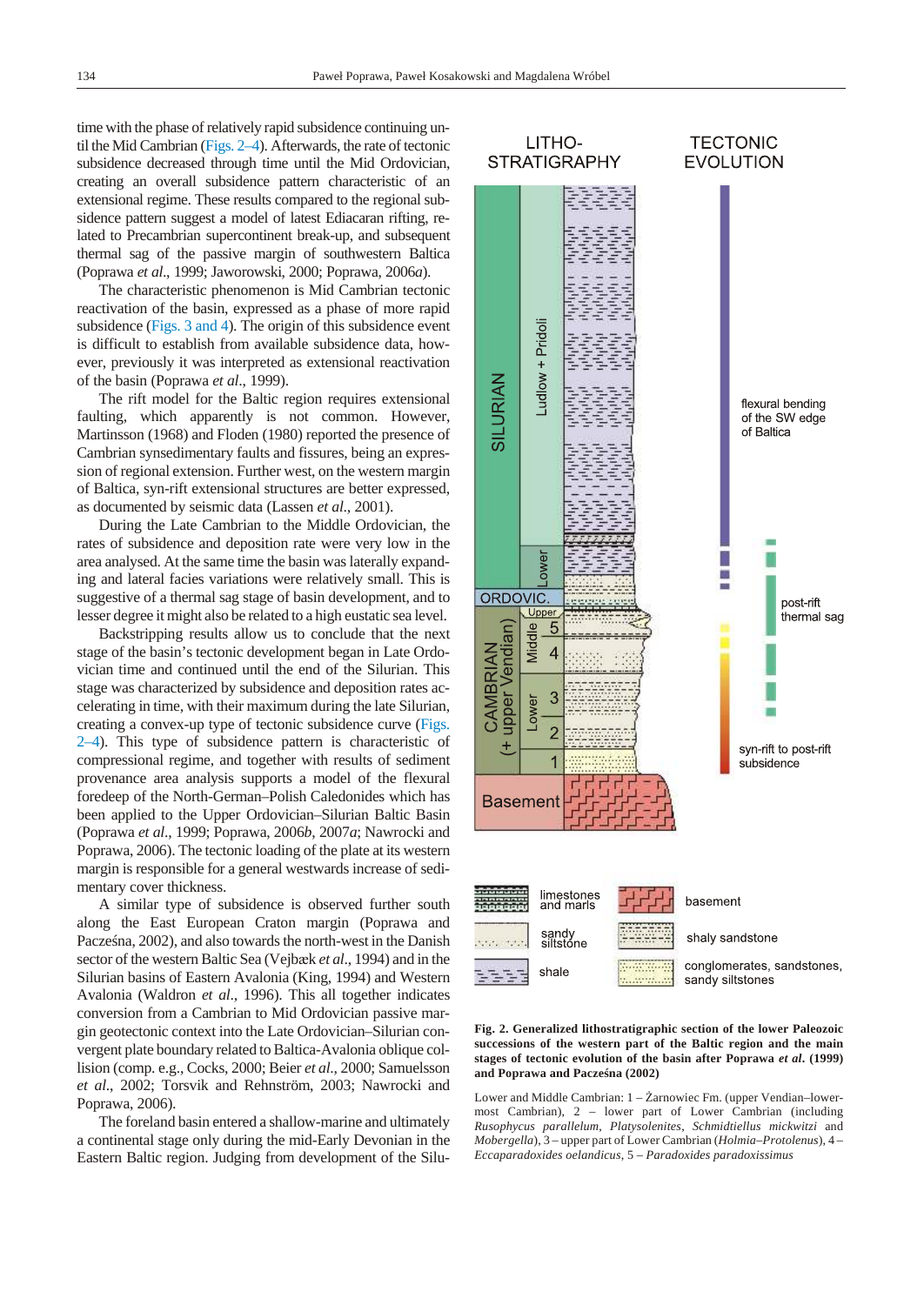time with the phase of relatively rapid subsidence continuing until the Mid Cambrian (Figs. 2–4). Afterwards, the rate of tectonic subsidence decreased through time until the Mid Ordovician, creating an overall subsidence pattern characteristic of an extensional regime. These results compared to the regional subsidence pattern suggest a model of latest Ediacaran rifting, related to Precambrian supercontinent break-up, and subsequent thermal sag of the passive margin of southwestern Baltica (Poprawa *et al*., 1999; Jaworowski, 2000; Poprawa, 2006*a*).

The characteristic phenomenon is Mid Cambrian tectonic reactivation of the basin, expressed as a phase of more rapid subsidence (Figs. 3 and 4). The origin of this subsidence event is difficult to establish from available subsidence data, however, previously it was interpreted as extensional reactivation of the basin (Poprawa *et al*., 1999).

The rift model for the Baltic region requires extensional faulting, which apparently is not common. However, Martinsson (1968) and Floden (1980) reported the presence of Cambrian synsedimentary faults and fissures, being an expression of regional extension. Further west, on the western margin of Baltica, syn-rift extensional structures are better expressed, as documented by seismic data (Lassen *et al*., 2001).

During the Late Cambrian to the Middle Ordovician, the rates of subsidence and deposition rate were very low in the area analysed. At the same time the basin was laterally expanding and lateral facies variations were relatively small. This is suggestive of a thermal sag stage of basin development, and to lesser degree it might also be related to a high eustatic sea level.

Backstripping results allow us to conclude that the next stage of the basin's tectonic development began in Late Ordovician time and continued until the end of the Silurian. This stage was characterized by subsidence and deposition rates accelerating in time, with their maximum during the late Silurian, creating a convex-up type of tectonic subsidence curve (Figs. 2–4). This type of subsidence pattern is characteristic of compressional regime, and together with results of sediment provenance area analysis supports a model of the flexural foredeep of the North-German–Polish Caledonides which has been applied to the Upper Ordovician–Silurian Baltic Basin (Poprawa *et al*., 1999; Poprawa, 2006*b*, 2007*a*; Nawrocki and Poprawa, 2006). The tectonic loading of the plate at its western margin is responsible for a general westwards increase of sedimentary cover thickness.

A similar type of subsidence is observed further south along the East European Craton margin (Poprawa and Pacześna, 2002), and also towards the north-west in the Danish sector of the western Baltic Sea (Vejbæk *et al*., 1994) and in the Silurian basins of Eastern Avalonia (King, 1994) and Western Avalonia (Waldron *et al*., 1996). This all together indicates conversion from a Cambrian to Mid Ordovician passive margin geotectonic context into the Late Ordovician–Silurian convergent plate boundary related to Baltica-Avalonia oblique collision (comp. e.g., Cocks, 2000; Beier *et al*., 2000; Samuelsson *et al*., 2002; Torsvik and Rehnström, 2003; Nawrocki and Poprawa, 2006).

The foreland basin entered a shallow-marine and ultimately a continental stage only during the mid-Early Devonian in the Eastern Baltic region. Judging from development of the Silu-

**Fig. 2. Generalized lithostratigraphic section of the lower Paleozoic successions of the western part of the Baltic region and the main stages of tectonic evolution of the basin after Poprawa *et al*. (1999) and Poprawa and Pacześna (2002)**

Lower and Middle Cambrian: 1 – Żarnowiec Fm. (upper Vendian–lowermost Cambrian), 2 – lower part of Lower Cambrian (including *Rusophycus parallelum*, *Platysolenites*, *Schmidtiellus mickwitzi* and *Mobergella*), 3 – upper part of Lower Cambrian (*Holmia–Protolenus*), 4 – *Eccaparadoxides oelandicus*, 5 – *Paradoxides paradoxissimus*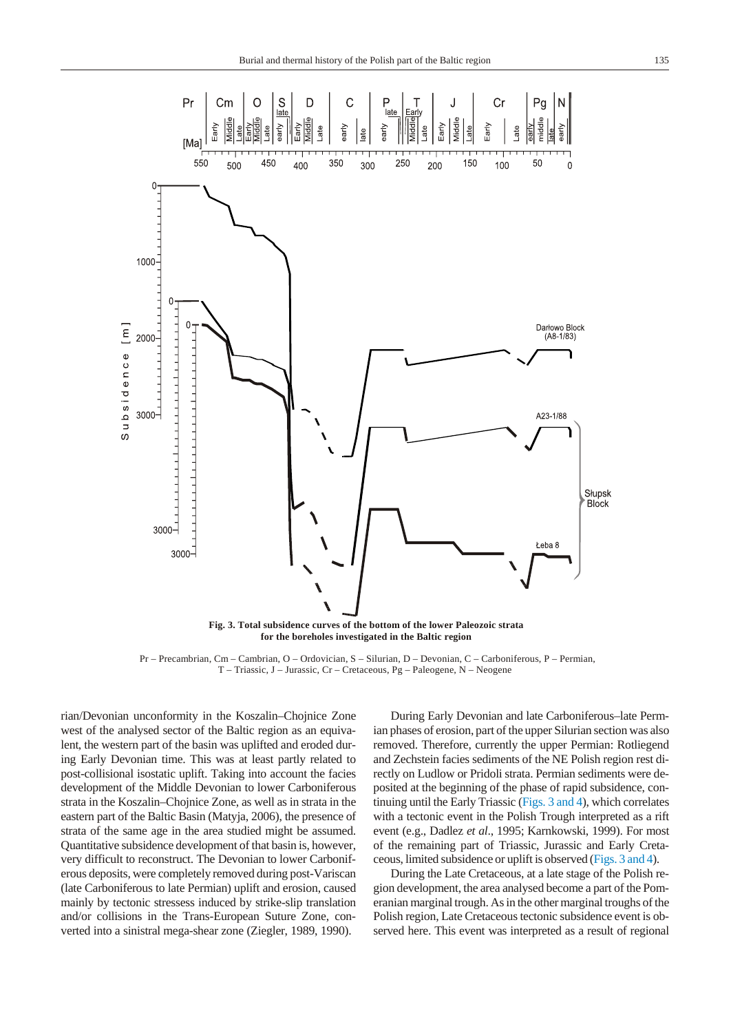**Fig. 3. Total subsidence curves of the bottom of the lower Paleozoic strata for the boreholes investigated in the Baltic region**

Pr – Precambrian, Cm – Cambrian, O – Ordovician, S – Silurian, D – Devonian, C – Carboniferous, P – Permian, T – Triassic, J – Jurassic, Cr – Cretaceous, Pg – Paleogene, N – Neogene

rian/Devonian unconformity in the Koszalin–Chojnice Zone west of the analysed sector of the Baltic region as an equivalent, the western part of the basin was uplifted and eroded during Early Devonian time. This was at least partly related to post-collisional isostatic uplift. Taking into account the facies development of the Middle Devonian to lower Carboniferous strata in the Koszalin–Chojnice Zone, as well as in strata in the eastern part of the Baltic Basin (Matyja, 2006), the presence of strata of the same age in the area studied might be assumed. Quantitative subsidence development of that basin is, however, very difficult to reconstruct. The Devonian to lower Carboniferous deposits, were completely removed during post-Variscan (late Carboniferous to late Permian) uplift and erosion, caused mainly by tectonic stressess induced by strike-slip translation and/or collisions in the Trans-European Suture Zone, converted into a sinistral mega-shear zone (Ziegler, 1989, 1990).

During Early Devonian and late Carboniferous–late Permian phases of erosion, part of the upper Silurian section was also removed. Therefore, currently the upper Permian: Rotliegend and Zechstein facies sediments of the NE Polish region rest directly on Ludlow or Pridoli strata. Permian sediments were deposited at the beginning of the phase of rapid subsidence, continuing until the Early Triassic (Figs. 3 and 4), which correlates with a tectonic event in the Polish Trough interpreted as a rift event (e.g., Dadlez *et al*., 1995; Karnkowski, 1999). For most of the remaining part of Triassic, Jurassic and Early Cretaceous, limited subsidence or uplift is observed (Figs. 3 and 4).

During the Late Cretaceous, at a late stage of the Polish region development, the area analysed become a part of the Pomeranian marginal trough. As in the other marginal troughs of the Polish region, Late Cretaceous tectonic subsidence event is observed here. This event was interpreted as a result of regional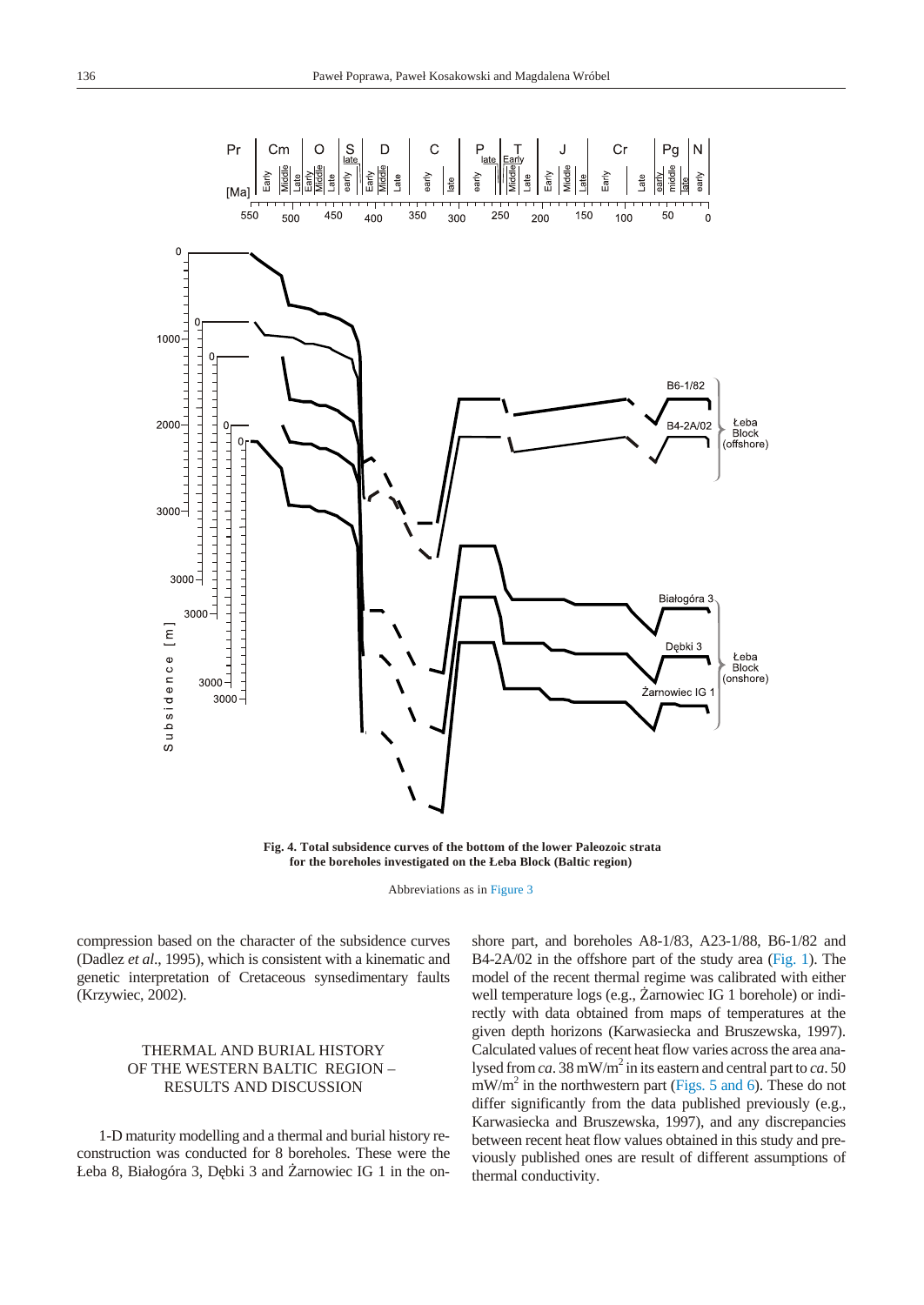**Fig. 4. Total subsidence curves of the bottom of the lower Paleozoic strata for the boreholes investigated on the Łeba Block (Baltic region)**

Abbreviations as in Figure 3

compression based on the character of the subsidence curves (Dadlez *et al*., 1995), which is consistent with a kinematic and genetic interpretation of Cretaceous synsedimentary faults (Krzywiec, 2002).

## THERMAL AND BURIAL HISTORY OF THE WESTERN BALTIC REGION – RESULTS AND DISCUSSION

1-D maturity modelling and a thermal and burial history reconstruction was conducted for 8 boreholes. These were the Łeba 8, Białogóra 3, Dębki 3 and Żarnowiec IG 1 in the onshore part, and boreholes A8-1/83, A23-1/88, B6-1/82 and B4-2A/02 in the offshore part of the study area (Fig. 1). The model of the recent thermal regime was calibrated with either well temperature logs (e.g., Żarnowiec IG 1 borehole) or indirectly with data obtained from maps of temperatures at the given depth horizons (Karwasiecka and Bruszewska, 1997). Calculated values of recent heat flow varies across the area analysed from *ca*. 38 $mW/m^2$ in its eastern and central part to *ca*. 50 $mW/m^2$ in the northwestern part (Figs. 5 and 6). These do not differ significantly from the data published previously (e.g., Karwasiecka and Bruszewska, 1997), and any discrepancies between recent heat flow values obtained in this study and previously published ones are result of different assumptions of thermal conductivity.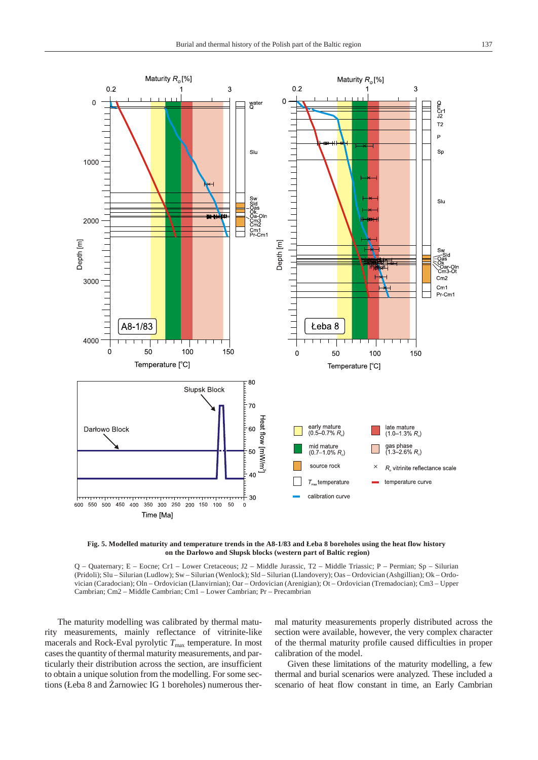**Fig. 5. Modelled maturity and temperature trends in the A8-1/83 and Łeba 8 boreholes using the heat flow history on the Darłowo and Słupsk blocks (western part of Baltic region)**

Q – Quaternary; E – Eocne; Cr1 – Lower Cretaceous; J2 – Middle Jurassic, T2 – Middle Triassic; P – Permian; Sp – Silurian (Pridoli); Slu – Silurian (Ludlow); Sw – Silurian (Wenlock); Sld – Silurian (Llandovery); Oas – Ordovician (Ashgillian); Ok – Ordovician (Caradocian); Oln – Ordovician (Llanvirnian); Oar – Ordovician (Arenigian); Ot – Ordovician (Tremadocian); Cm3 – Upper Cambrian; Cm2 – Middle Cambrian; Cm1 – Lower Cambrian; Pr – Precambrian

The maturity modelling was calibrated by thermal maturity measurements, mainly reflectance of vitrinite-like macerals and Rock-Eval pyrolytic $T_{max}$ temperature. In most cases the quantity of thermal maturity measurements, and particularly their distribution across the section, are insufficient to obtain a unique solution from the modelling. For some sections (Łeba 8 and Żarnowiec IG 1 boreholes) numerous thermal maturity measurements properly distributed across the section were available, however, the very complex character of the thermal maturity profile caused difficulties in proper calibration of the model.

Given these limitations of the maturity modelling, a few thermal and burial scenarios were analyzed. These included a scenario of heat flow constant in time, an Early Cambrian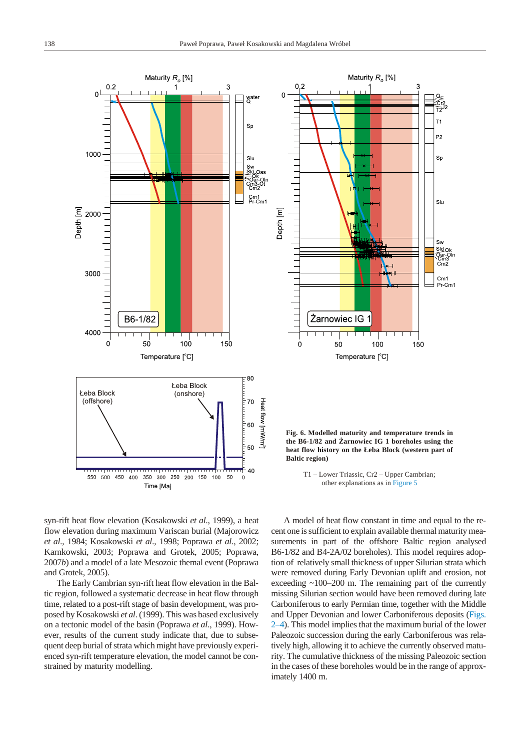**Fig. 6. Modelled maturity and temperature trends in the B6-1/82 and Żarnowiec IG 1 boreholes using the heat flow history on the Łeba Block (western part of Baltic region)**

T1 – Lower Triassic, Cr2 – Upper Cambrian; other explanations as in Figure 5

syn-rift heat flow elevation (Kosakowski *et al*., 1999), a heat flow elevation during maximum Variscan burial (Majorowicz *et al*., 1984; Kosakowski *et al*., 1998; Poprawa *et al*., 2002; Karnkowski, 2003; Poprawa and Grotek, 2005; Poprawa, 2007*b*) and a model of a late Mesozoic thermal event (Poprawa and Grotek, 2005).

The Early Cambrian syn-rift heat flow elevation in the Baltic region, followed a systematic decrease in heat flow through time, related to a post-rift stage of basin development, was proposed by Kosakowski *et al*. (1999). This was based exclusively on a tectonic model of the basin (Poprawa *et al*., 1999). However, results of the current study indicate that, due to subsequent deep burial of strata which might have previously experienced syn-rift temperature elevation, the model cannot be constrained by maturity modelling.

A model of heat flow constant in time and equal to the recent one is sufficient to explain available thermal maturity measurements in part of the offshore Baltic region analysed B6-1/82 and B4-2A/02 boreholes). This model requires adoption of relatively small thickness of upper Silurian strata which were removed during Early Devonian uplift and erosion, not exceeding ~100–200 m. The remaining part of the currently missing Silurian section would have been removed during late Carboniferous to early Permian time, together with the Middle and Upper Devonian and lower Carboniferous deposits (Figs. 2–4). This model implies that the maximum burial of the lower Paleozoic succession during the early Carboniferous was relatively high, allowing it to achieve the currently observed maturity. The cumulative thickness of the missing Paleozoic section in the cases of these boreholes would be in the range of approximately 1400 m.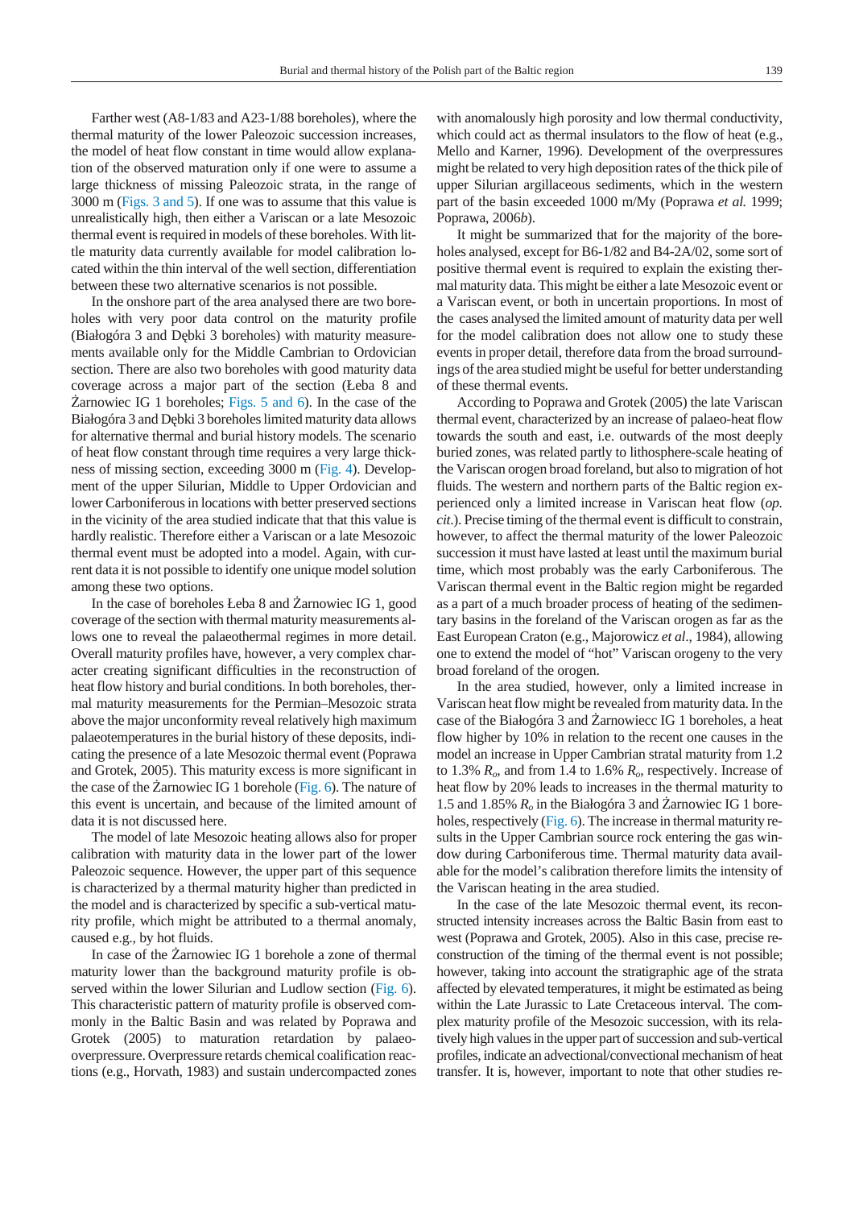Farther west (A8-1/83 and A23-1/88 boreholes), where the thermal maturity of the lower Paleozoic succession increases, the model of heat flow constant in time would allow explanation of the observed maturation only if one were to assume a large thickness of missing Paleozoic strata, in the range of 3000 m (Figs. 3 and 5). If one was to assume that this value is unrealistically high, then either a Variscan or a late Mesozoic thermal event is required in models of these boreholes. With little maturity data currently available for model calibration located within the thin interval of the well section, differentiation between these two alternative scenarios is not possible.

In the onshore part of the area analysed there are two boreholes with very poor data control on the maturity profile (Białogóra 3 and Dębki 3 boreholes) with maturity measurements available only for the Middle Cambrian to Ordovician section. There are also two boreholes with good maturity data coverage across a major part of the section (Łeba 8 and Żarnowiec IG 1 boreholes; Figs. 5 and 6). In the case of the Białogóra 3 and Dębki 3 boreholes limited maturity data allows for alternative thermal and burial history models. The scenario of heat flow constant through time requires a very large thickness of missing section, exceeding 3000 m (Fig. 4). Development of the upper Silurian, Middle to Upper Ordovician and lower Carboniferous in locations with better preserved sections in the vicinity of the area studied indicate that that this value is hardly realistic. Therefore either a Variscan or a late Mesozoic thermal event must be adopted into a model. Again, with current data it is not possible to identify one unique model solution among these two options.

In the case of boreholes Łeba 8 and Żarnowiec IG 1, good coverage of the section with thermal maturity measurements allows one to reveal the palaeothermal regimes in more detail. Overall maturity profiles have, however, a very complex character creating significant difficulties in the reconstruction of heat flow history and burial conditions. In both boreholes, thermal maturity measurements for the Permian–Mesozoic strata above the major unconformity reveal relatively high maximum palaeotemperatures in the burial history of these deposits, indicating the presence of a late Mesozoic thermal event (Poprawa and Grotek, 2005). This maturity excess is more significant in the case of the Żarnowiec IG 1 borehole (Fig. 6). The nature of this event is uncertain, and because of the limited amount of data it is not discussed here.

The model of late Mesozoic heating allows also for proper calibration with maturity data in the lower part of the lower Paleozoic sequence. However, the upper part of this sequence is characterized by a thermal maturity higher than predicted in the model and is characterized by specific a sub-vertical maturity profile, which might be attributed to a thermal anomaly, caused e.g., by hot fluids.

In case of the Żarnowiec IG 1 borehole a zone of thermal maturity lower than the background maturity profile is observed within the lower Silurian and Ludlow section (Fig. 6). This characteristic pattern of maturity profile is observed commonly in the Baltic Basin and was related by Poprawa and Grotek (2005) to maturation retardation by palaeooverpressure. Overpressure retards chemical coalification reactions (e.g., Horvath, 1983) and sustain undercompacted zones with anomalously high porosity and low thermal conductivity, which could act as thermal insulators to the flow of heat (e.g., Mello and Karner, 1996). Development of the overpressures might be related to very high deposition rates of the thick pile of upper Silurian argillaceous sediments, which in the western part of the basin exceeded 1000 m/My (Poprawa *et al.* 1999; Poprawa, 2006*b*).

It might be summarized that for the majority of the boreholes analysed, except for B6-1/82 and B4-2A/02, some sort of positive thermal event is required to explain the existing thermal maturity data. This might be either a late Mesozoic event or a Variscan event, or both in uncertain proportions. In most of the cases analysed the limited amount of maturity data per well for the model calibration does not allow one to study these events in proper detail, therefore data from the broad surroundings of the area studied might be useful for better understanding of these thermal events.

According to Poprawa and Grotek (2005) the late Variscan thermal event, characterized by an increase of palaeo-heat flow towards the south and east, i.e. outwards of the most deeply buried zones, was related partly to lithosphere-scale heating of the Variscan orogen broad foreland, but also to migration of hot fluids. The western and northern parts of the Baltic region experienced only a limited increase in Variscan heat flow (*op. cit*.). Precise timing of the thermal event is difficult to constrain, however, to affect the thermal maturity of the lower Paleozoic succession it must have lasted at least until the maximum burial time, which most probably was the early Carboniferous. The Variscan thermal event in the Baltic region might be regarded as a part of a much broader process of heating of the sedimentary basins in the foreland of the Variscan orogen as far as the East European Craton (e.g., Majorowicz *et al*., 1984), allowing one to extend the model of "hot" Variscan orogeny to the very broad foreland of the orogen.

In the area studied, however, only a limited increase in Variscan heat flow might be revealed from maturity data. In the case of the Białogóra 3 and Żarnowiecc IG 1 boreholes, a heat flow higher by 10% in relation to the recent one causes in the model an increase in Upper Cambrian stratal maturity from 1.2 to 1.3% $R_o$, and from 1.4 to 1.6% $R_o$, respectively. Increase of heat flow by 20% leads to increases in the thermal maturity to 1.5 and 1.85% $R_o$ in the Białogóra 3 and Żarnowiec IG 1 boreholes, respectively (Fig. 6). The increase in thermal maturity results in the Upper Cambrian source rock entering the gas window during Carboniferous time. Thermal maturity data available for the model's calibration therefore limits the intensity of the Variscan heating in the area studied.

In the case of the late Mesozoic thermal event, its reconstructed intensity increases across the Baltic Basin from east to west (Poprawa and Grotek, 2005). Also in this case, precise reconstruction of the timing of the thermal event is not possible; however, taking into account the stratigraphic age of the strata affected by elevated temperatures, it might be estimated as being within the Late Jurassic to Late Cretaceous interval. The complex maturity profile of the Mesozoic succession, with its relatively high values in the upper part of succession and sub-vertical profiles, indicate an advectional/convectional mechanism of heat transfer. It is, however, important to note that other studies re-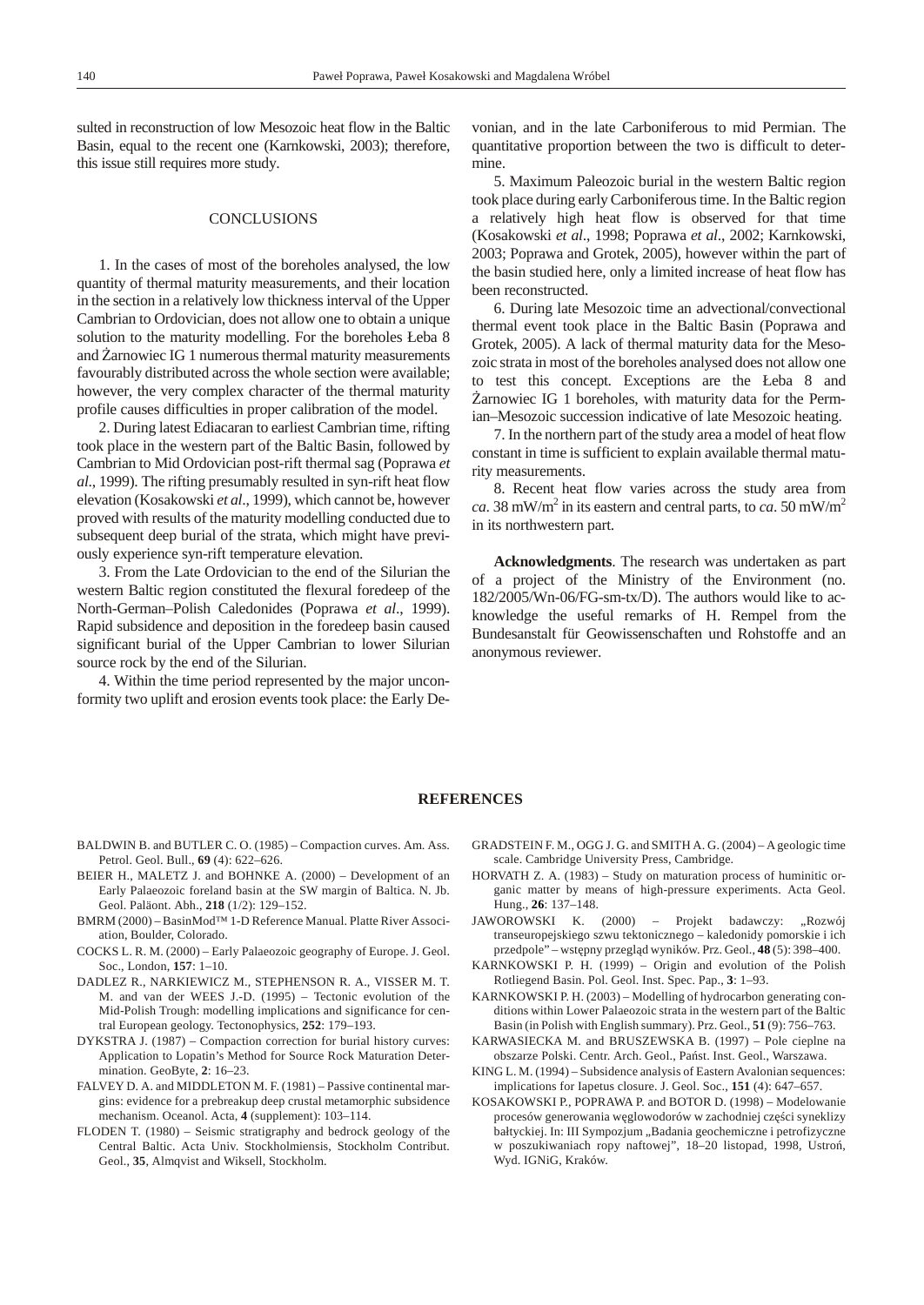sulted in reconstruction of low Mesozoic heat flow in the Baltic Basin, equal to the recent one (Karnkowski, 2003); therefore, this issue still requires more study.

## CONCLUSIONS

1. In the cases of most of the boreholes analysed, the low quantity of thermal maturity measurements, and their location in the section in a relatively low thickness interval of the Upper Cambrian to Ordovician, does not allow one to obtain a unique solution to the maturity modelling. For the boreholes Łeba 8 and Żarnowiec IG 1 numerous thermal maturity measurements favourably distributed across the whole section were available; however, the very complex character of the thermal maturity profile causes difficulties in proper calibration of the model.

2. During latest Ediacaran to earliest Cambrian time, rifting took place in the western part of the Baltic Basin, followed by Cambrian to Mid Ordovician post-rift thermal sag (Poprawa *et al*., 1999). The rifting presumably resulted in syn-rift heat flow elevation (Kosakowski *et al*., 1999), which cannot be, however proved with results of the maturity modelling conducted due to subsequent deep burial of the strata, which might have previously experience syn-rift temperature elevation.

3. From the Late Ordovician to the end of the Silurian the western Baltic region constituted the flexural foredeep of the North-German–Polish Caledonides (Poprawa *et al*., 1999). Rapid subsidence and deposition in the foredeep basin caused significant burial of the Upper Cambrian to lower Silurian source rock by the end of the Silurian.

4. Within the time period represented by the major unconformity two uplift and erosion events took place: the Early Devonian, and in the late Carboniferous to mid Permian. The quantitative proportion between the two is difficult to determine.

5. Maximum Paleozoic burial in the western Baltic region took place during early Carboniferous time. In the Baltic region a relatively high heat flow is observed for that time (Kosakowski *et al*., 1998; Poprawa *et al*., 2002; Karnkowski, 2003; Poprawa and Grotek, 2005), however within the part of the basin studied here, only a limited increase of heat flow has been reconstructed.

6. During late Mesozoic time an advectional/convectional thermal event took place in the Baltic Basin (Poprawa and Grotek, 2005). A lack of thermal maturity data for the Mesozoic strata in most of the boreholes analysed does not allow one to test this concept. Exceptions are the Łeba 8 and Żarnowiec IG 1 boreholes, with maturity data for the Permian–Mesozoic succession indicative of late Mesozoic heating.

7. In the northern part of the study area a model of heat flow constant in time is sufficient to explain available thermal maturity measurements.

8. Recent heat flow varies across the study area from *ca*. 38 mW/m$^2$ in its eastern and central parts, to *ca*. 50 mW/m$^2$ in its northwestern part.

**Acknowledgments**. The research was undertaken as part of a project of the Ministry of the Environment (no. 182/2005/Wn-06/FG-sm-tx/D). The authors would like to acknowledge the useful remarks of H. Rempel from the Bundesanstalt für Geowissenschaften und Rohstoffe and an anonymous reviewer.

## REFERENCES

BALDWIN B. and BUTLER C. O. (1985) – Compaction curves. Am. Ass. Petrol. Geol. Bull., **69** (4): 622–626.

BEIER H., MALETZ J. and BOHNKE A. (2000) – Development of an Early Palaeozoic foreland basin at the SW margin of Baltica. N. Jb. Geol. Paläont. Abh., **218** (1/2): 129–152.

BMRM (2000) – BasinMod™ 1-D Reference Manual. Platte River Association, Boulder, Colorado.

COCKS L. R. M. (2000) – Early Palaeozoic geography of Europe. J. Geol. Soc., London, **157**: 1–10.

DADLEZ R., NARKIEWICZ M., STEPHENSON R. A., VISSER M. T. M. and van der WEES J.-D. (1995) – Tectonic evolution of the Mid-Polish Trough: modelling implications and significance for central European geology. Tectonophysics, **252**: 179–193.

DYKSTRA J. (1987) – Compaction correction for burial history curves: Application to Lopatin's Method for Source Rock Maturation Determination. GeoByte, **2**: 16–23.

FALVEY D. A. and MIDDLETON M. F. (1981) – Passive continental margins: evidence for a prebreakup deep crustal metamorphic subsidence mechanism. Oceanol. Acta, **4** (supplement): 103–114.

FLODEN T. (1980) – Seismic stratigraphy and bedrock geology of the Central Baltic. Acta Univ. Stockholmiensis, Stockholm Contribut. Geol., **35**, Almqvist and Wiksell, Stockholm.

GRADSTEIN F. M., OGG J. G. and SMITH A. G. (2004) – A geologic time scale. Cambridge University Press, Cambridge.

HORVATH Z. A. (1983) – Study on maturation process of huminitic organic matter by means of high-pressure experiments. Acta Geol. Hung., **26**: 137–148.

JAWOROWSKI K. (2000) – Projekt badawczy: „Rozwój transeuropejskiego szwu tektonicznego – kaledonidy pomorskie i ich przedpole" – wstępny przegląd wyników. Prz. Geol., **48** (5): 398–400.

KARNKOWSKI P. H. (1999) – Origin and evolution of the Polish Rotliegend Basin. Pol. Geol. Inst. Spec. Pap., **3**: 1–93.

KARNKOWSKI P. H. (2003) – Modelling of hydrocarbon generating conditions within Lower Palaeozoic strata in the western part of the Baltic Basin (in Polish with English summary). Prz. Geol., **51** (9): 756–763.

KARWASIECKA M. and BRUSZEWSKA B. (1997) – Pole cieplne na obszarze Polski. Centr. Arch. Geol., Państ. Inst. Geol., Warszawa.

KING L. M. (1994) – Subsidence analysis of Eastern Avalonian sequences: implications for Iapetus closure. J. Geol. Soc., **151** (4): 647–657.

KOSAKOWSKI P., POPRAWA P. and BOTOR D. (1998) – Modelowanie procesów generowania węglowodorów w zachodniej części syneklizy bałtyckiej. In: III Sympozjum „Badania geochemiczne i petrofizyczne w poszukiwaniach ropy naftowej", 18–20 listopad, 1998, Ustroń, Wyd. IGNiG, Kraków.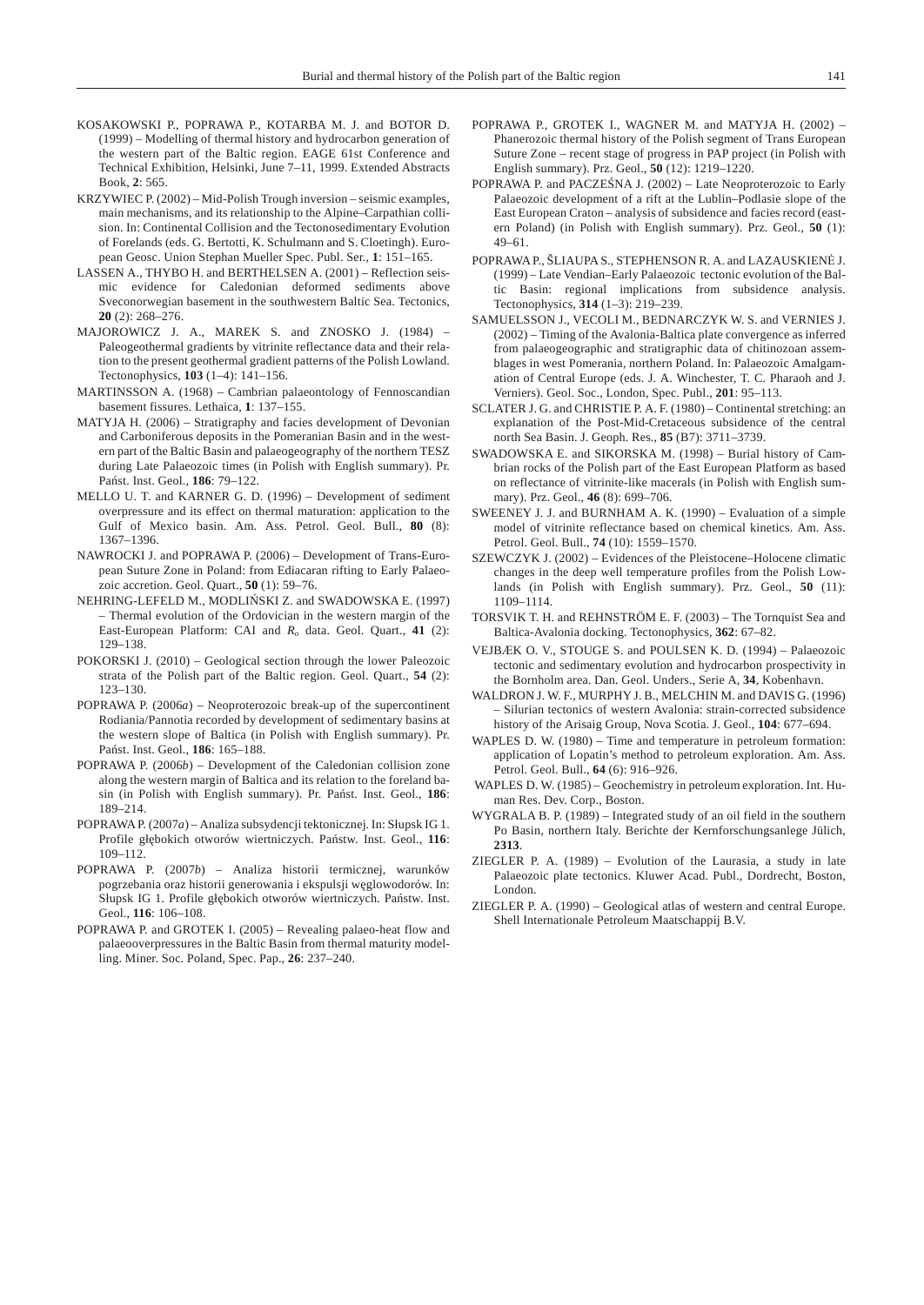KOSAKOWSKI P., POPRAWA P., KOTARBA M. J. and BOTOR D. (1999) – Modelling of thermal history and hydrocarbon generation of the western part of the Baltic region. EAGE 61st Conference and Technical Exhibition, Helsinki, June 7–11, 1999. Extended Abstracts Book, **2**: 565.

KRZYWIEC P. (2002) – Mid-Polish Trough inversion – seismic examples, main mechanisms, and its relationship to the Alpine–Carpathian collision. In: Continental Collision and the Tectonosedimentary Evolution of Forelands (eds. G. Bertotti, K. Schulmann and S. Cloetingh). European Geosc. Union Stephan Mueller Spec. Publ. Ser., **1**: 151–165.

LASSEN A., THYBO H. and BERTHELSEN A. (2001) – Reflection seismic evidence for Caledonian deformed sediments above Sveconorwegian basement in the southwestern Baltic Sea. Tectonics, **20** (2): 268–276.

MAJOROWICZ J. A., MAREK S. and ZNOSKO J. (1984) – Paleogeothermal gradients by vitrinite reflectance data and their relation to the present geothermal gradient patterns of the Polish Lowland. Tectonophysics, **103** (1–4): 141–156.

MARTINSSON A. (1968) – Cambrian palaeontology of Fennoscandian basement fissures. Lethaica, **1**: 137–155.

MATYJA H. (2006) – Stratigraphy and facies development of Devonian and Carboniferous deposits in the Pomeranian Basin and in the western part of the Baltic Basin and palaeogeography of the northern TESZ during Late Palaeozoic times (in Polish with English summary). Pr. Państ. Inst. Geol., **186**: 79–122.

MELLO U. T. and KARNER G. D. (1996) – Development of sediment overpressure and its effect on thermal maturation: application to the Gulf of Mexico basin. Am. Ass. Petrol. Geol. Bull., **80** (8): 1367–1396.

NAWROCKI J. and POPRAWA P. (2006) – Development of Trans-European Suture Zone in Poland: from Ediacaran rifting to Early Palaeozoic accretion. Geol. Quart., **50** (1): 59–76.

NEHRING-LEFELD M., MODLIŃSKI Z. and SWADOWSKA E. (1997) – Thermal evolution of the Ordovician in the western margin of the East-European Platform: CAI and $R_o$ data. Geol. Quart., **41** (2): 129–138.

POKORSKI J. (2010) – Geological section through the lower Paleozoic strata of the Polish part of the Baltic region. Geol. Quart., **54** (2): 123–130.

POPRAWA P. (2006*a*) – Neoproterozoic break-up of the supercontinent Rodiania/Pannotia recorded by development of sedimentary basins at the western slope of Baltica (in Polish with English summary). Pr. Państ. Inst. Geol., **186**: 165–188.

POPRAWA P. (2006*b*) – Development of the Caledonian collision zone along the western margin of Baltica and its relation to the foreland basin (in Polish with English summary). Pr. Państ. Inst. Geol., **186**: 189–214.

POPRAWA P. (2007*a*) – Analiza subsydencji tektonicznej. In: Słupsk IG 1. Profile głębokich otworów wiertniczych. Państw. Inst. Geol., **116**: 109–112.

POPRAWA P. (2007*b*) – Analiza historii termicznej, warunków pogrzebania oraz historii generowania i ekspulsji węglowodorów. In: Słupsk IG 1. Profile głębokich otworów wiertniczych. Państw. Inst. Geol., **116**: 106–108.

POPRAWA P. and GROTEK I. (2005) – Revealing palaeo-heat flow and palaeooverpressures in the Baltic Basin from thermal maturity modelling. Miner. Soc. Poland, Spec. Pap., **26**: 237–240.

POPRAWA P., GROTEK I., WAGNER M. and MATYJA H. (2002) – Phanerozoic thermal history of the Polish segment of Trans European Suture Zone – recent stage of progress in PAP project (in Polish with English summary). Prz. Geol., **50** (12): 1219–1220.

POPRAWA P. and PACZEŚNA J. (2002) – Late Neoproterozoic to Early Palaeozoic development of a rift at the Lublin–Podlasie slope of the East European Craton – analysis of subsidence and facies record (eastern Poland) (in Polish with English summary). Prz. Geol., **50** (1): 49–61.

POPRAWA P., ŠLIAUPA S., STEPHENSON R. A. and LAZAUSKIENĖ J. (1999) – Late Vendian–Early Palaeozoic tectonic evolution of the Baltic Basin: regional implications from subsidence analysis. Tectonophysics, **314** (1–3): 219–239.

SAMUELSSON J., VECOLI M., BEDNARCZYK W. S. and VERNIES J. (2002) – Timing of the Avalonia-Baltica plate convergence as inferred from palaeogeographic and stratigraphic data of chitinozoan assemblages in west Pomerania, northern Poland. In: Palaeozoic Amalgamation of Central Europe (eds. J. A. Winchester, T. C. Pharaoh and J. Verniers). Geol. Soc., London, Spec. Publ., **201**: 95–113.

SCLATER J. G. and CHRISTIE P. A. F. (1980) – Continental stretching: an explanation of the Post-Mid-Cretaceous subsidence of the central north Sea Basin. J. Geoph. Res., **85** (B7): 3711–3739.

SWADOWSKA E. and SIKORSKA M. (1998) – Burial history of Cambrian rocks of the Polish part of the East European Platform as based on reflectance of vitrinite-like macerals (in Polish with English summary). Prz. Geol., **46** (8): 699–706.

SWEENEY J. J. and BURNHAM A. K. (1990) – Evaluation of a simple model of vitrinite reflectance based on chemical kinetics. Am. Ass. Petrol. Geol. Bull., **74** (10): 1559–1570.

SZEWCZYK J. (2002) – Evidences of the Pleistocene–Holocene climatic changes in the deep well temperature profiles from the Polish Lowlands (in Polish with English summary). Prz. Geol., **50** (11): 1109–1114.

TORSVIK T. H. and REHNSTRÖM E. F. (2003) – The Tornquist Sea and Baltica-Avalonia docking. Tectonophysics, **362**: 67–82.

VEJBÆK O. V., STOUGE S. and POULSEN K. D. (1994) – Palaeozoic tectonic and sedimentary evolution and hydrocarbon prospectivity in the Bornholm area. Dan. Geol. Unders., Serie A, **34**, Kobenhavn.

WALDRON J. W. F., MURPHY J. B., MELCHIN M. and DAVIS G. (1996) – Silurian tectonics of western Avalonia: strain-corrected subsidence history of the Arisaig Group, Nova Scotia. J. Geol., **104**: 677–694.

WAPLES D. W. (1980) – Time and temperature in petroleum formation: application of Lopatin's method to petroleum exploration. Am. Ass. Petrol. Geol. Bull., **64** (6): 916–926.

WAPLES D. W. (1985) – Geochemistry in petroleum exploration. Int. Human Res. Dev. Corp., Boston.

WYGRALA B. P. (1989) – Integrated study of an oil field in the southern Po Basin, northern Italy. Berichte der Kernforschungsanlege Jülich, **2313**.

ZIEGLER P. A. (1989) – Evolution of the Laurasia, a study in late Palaeozoic plate tectonics. Kluwer Acad. Publ., Dordrecht, Boston, London.

ZIEGLER P. A. (1990) – Geological atlas of western and central Europe. Shell Internationale Petroleum Maatschappij B.V.